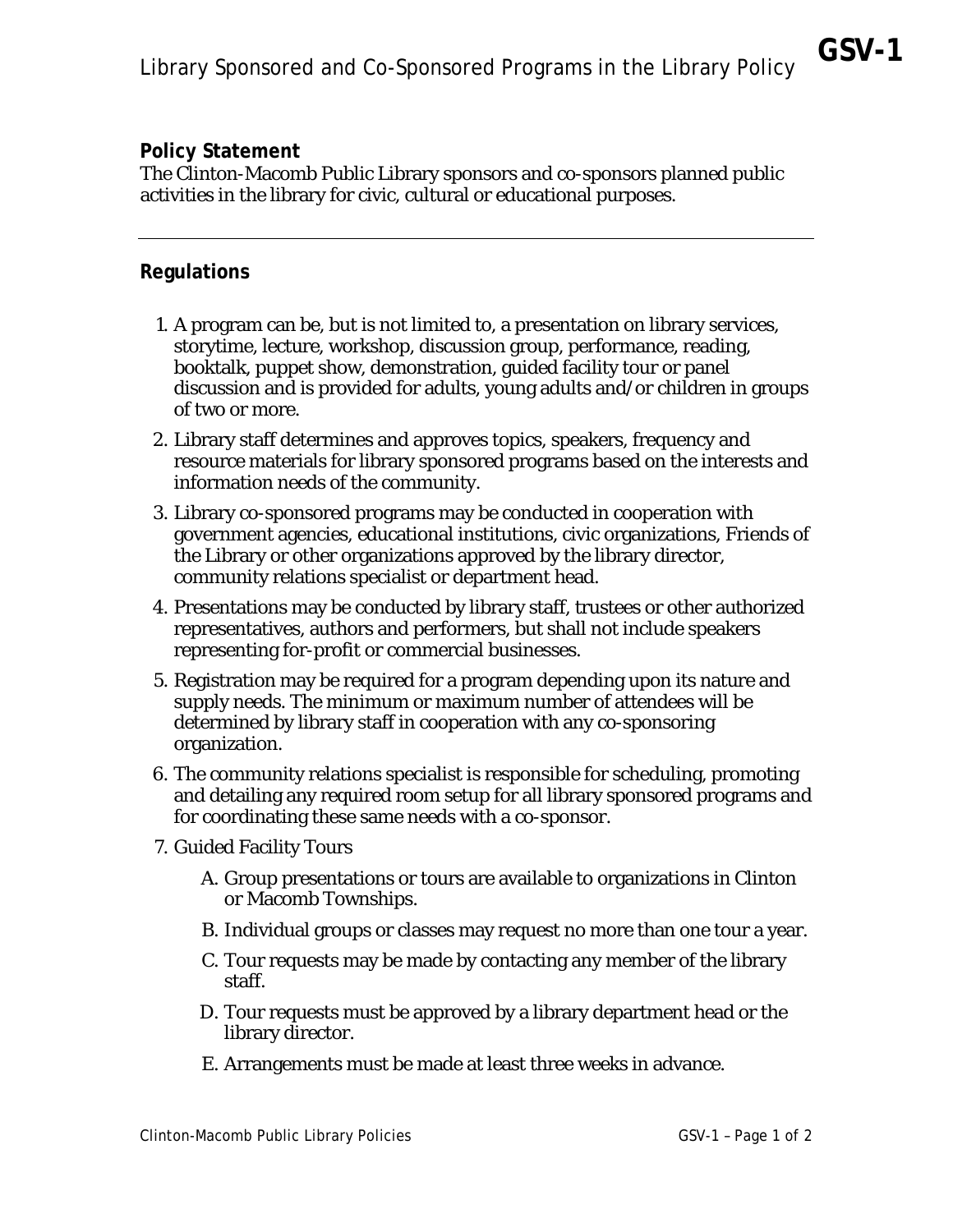# Library Sponsored and Co-Sponsored Programs in the Library Policy

**GSV-1**

## Policy Statement

The Clinton-Macomb Public Library sponsors and co-sponsors planned public activities in the library for civic, cultural or educational purposes.

---

## Regulations

1. A program can be, but is not limited to, a presentation on library services, storytime, lecture, workshop, discussion group, performance, reading, booktalk, puppet show, demonstration, guided facility tour or panel discussion and is provided for adults, young adults and/or children in groups of two or more.
2. Library staff determines and approves topics, speakers, frequency and resource materials for library sponsored programs based on the interests and information needs of the community.
3. Library co-sponsored programs may be conducted in cooperation with government agencies, educational institutions, civic organizations, Friends of the Library or other organizations approved by the library director, community relations specialist or department head.
4. Presentations may be conducted by library staff, trustees or other authorized representatives, authors and performers, but shall not include speakers representing for-profit or commercial businesses.
5. Registration may be required for a program depending upon its nature and supply needs. The minimum or maximum number of attendees will be determined by library staff in cooperation with any co-sponsoring organization.
6. The community relations specialist is responsible for scheduling, promoting and detailing any required room setup for all library sponsored programs and for coordinating these same needs with a co-sponsor.
7. Guided Facility Tours
   - A. Group presentations or tours are available to organizations in Clinton or Macomb Townships.
   - B. Individual groups or classes may request no more than one tour a year.
   - C. Tour requests may be made by contacting any member of the library staff.
   - D. Tour requests must be approved by a library department head or the library director.
   - E. Arrangements must be made at least three weeks in advance.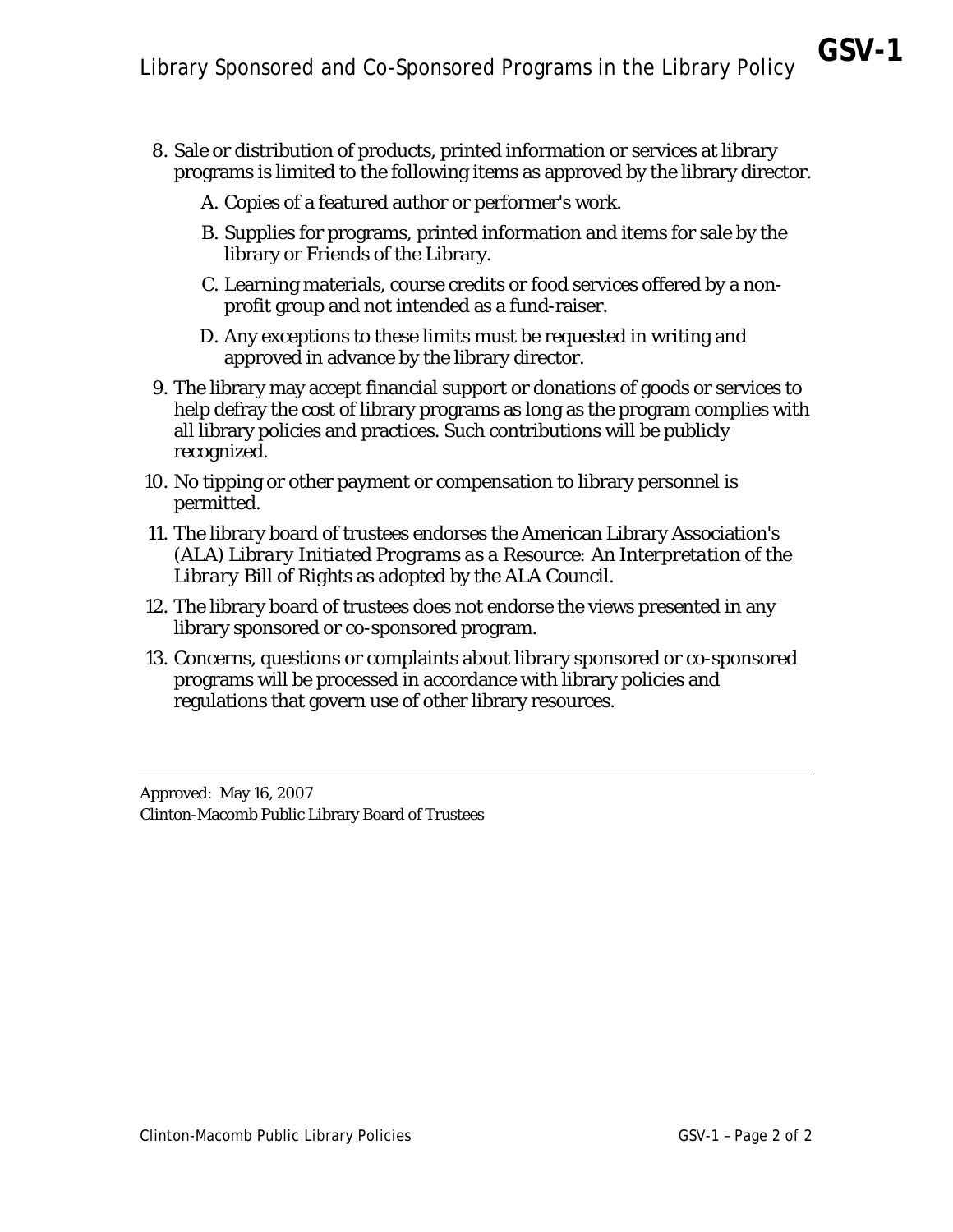8. Sale or distribution of products, printed information or services at library programs is limited to the following items as approved by the library director.
   A. Copies of a featured author or performer's work.
   B. Supplies for programs, printed information and items for sale by the library or Friends of the Library.
   C. Learning materials, course credits or food services offered by a non-profit group and not intended as a fund-raiser.
   D. Any exceptions to these limits must be requested in writing and approved in advance by the library director.
9. The library may accept financial support or donations of goods or services to help defray the cost of library programs as long as the program complies with all library policies and practices. Such contributions will be publicly recognized.
10. No tipping or other payment or compensation to library personnel is permitted.
11. The library board of trustees endorses the American Library Association's (ALA) *Library Initiated Programs as a Resource: An Interpretation of the Library Bill of Rights* as adopted by the ALA Council.
12. The library board of trustees does not endorse the views presented in any library sponsored or co-sponsored program.
13. Concerns, questions or complaints about library sponsored or co-sponsored programs will be processed in accordance with library policies and regulations that govern use of other library resources.

---

Approved: May 16, 2007
Clinton-Macomb Public Library Board of Trustees